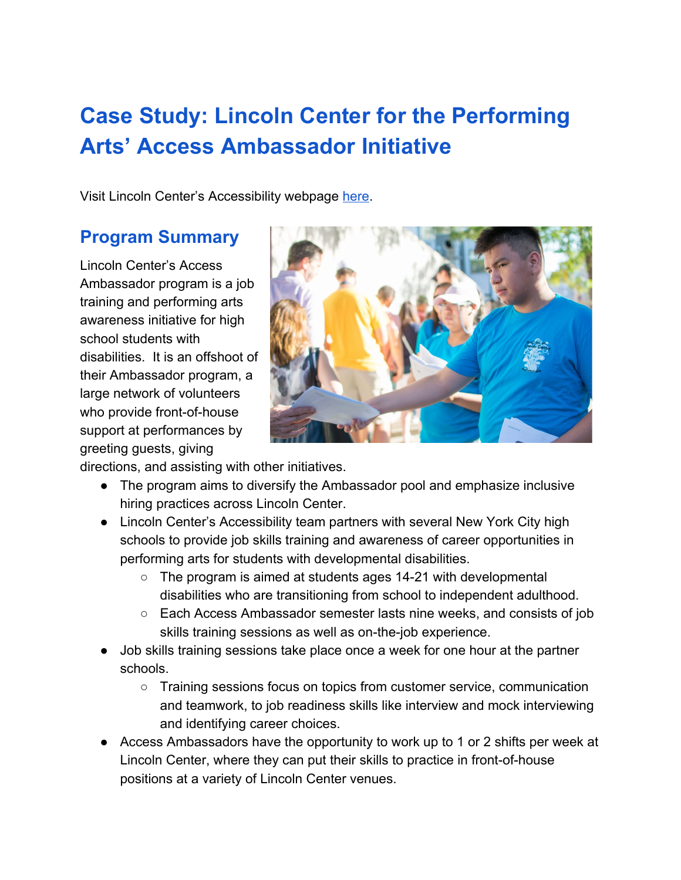# Case Study: Lincoln Center for the Performing Arts' Access Ambassador Initiative

Visit Lincoln Center's Accessibility webpage [here](#).

## Program Summary

Lincoln Center's Access Ambassador program is a job training and performing arts awareness initiative for high school students with disabilities. It is an offshoot of their Ambassador program, a large network of volunteers who provide front-of-house support at performances by greeting guests, giving directions, and assisting with other initiatives.

- The program aims to diversify the Ambassador pool and emphasize inclusive hiring practices across Lincoln Center.
- Lincoln Center's Accessibility team partners with several New York City high schools to provide job skills training and awareness of career opportunities in performing arts for students with developmental disabilities.
  - The program is aimed at students ages 14-21 with developmental disabilities who are transitioning from school to independent adulthood.
  - Each Access Ambassador semester lasts nine weeks, and consists of job skills training sessions as well as on-the-job experience.
- Job skills training sessions take place once a week for one hour at the partner schools.
  - Training sessions focus on topics from customer service, communication and teamwork, to job readiness skills like interview and mock interviewing and identifying career choices.
- Access Ambassadors have the opportunity to work up to 1 or 2 shifts per week at Lincoln Center, where they can put their skills to practice in front-of-house positions at a variety of Lincoln Center venues.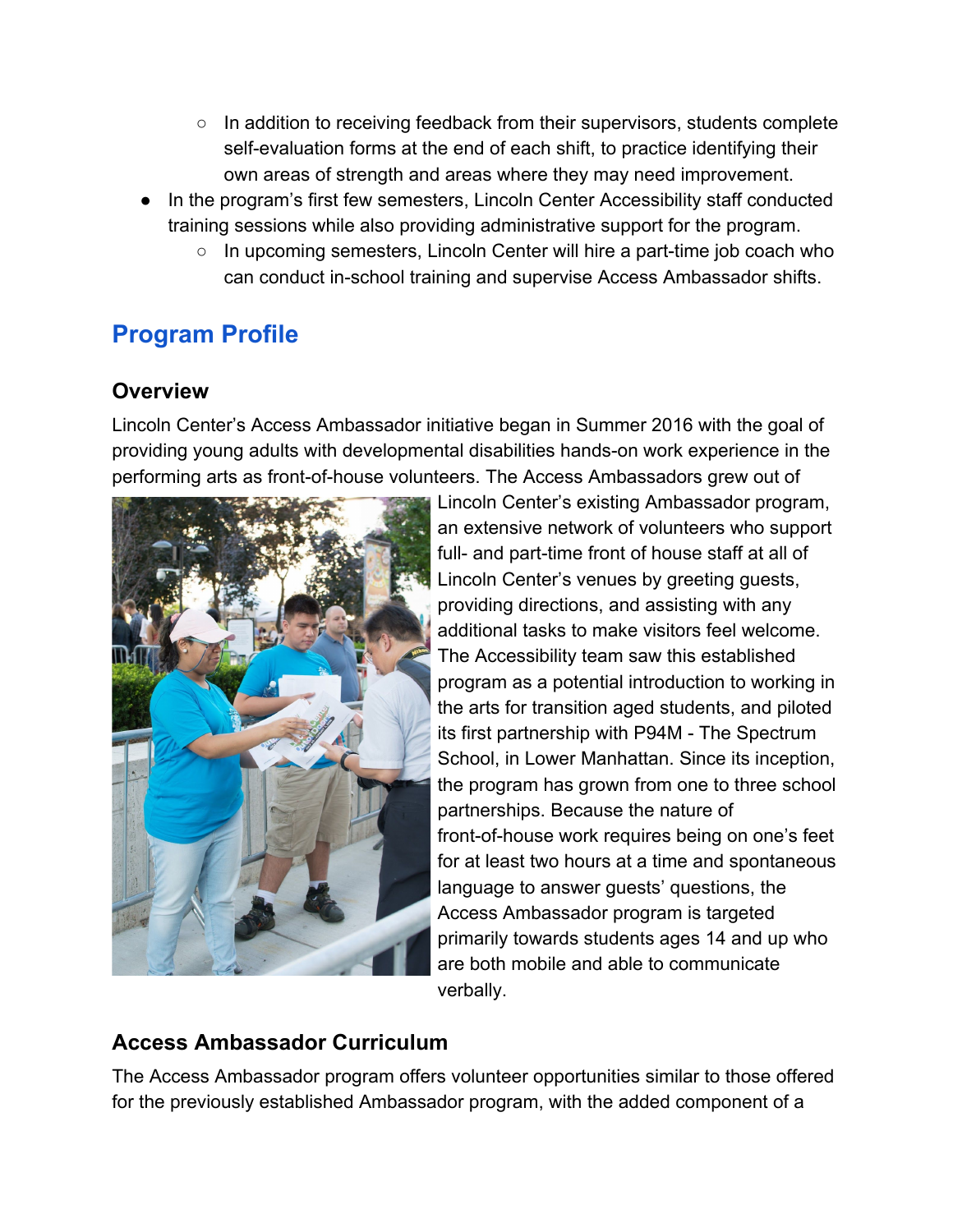- In addition to receiving feedback from their supervisors, students complete self-evaluation forms at the end of each shift, to practice identifying their own areas of strength and areas where they may need improvement.
- In the program's first few semesters, Lincoln Center Accessibility staff conducted training sessions while also providing administrative support for the program.
  - In upcoming semesters, Lincoln Center will hire a part-time job coach who can conduct in-school training and supervise Access Ambassador shifts.

## Program Profile

### Overview

Lincoln Center's Access Ambassador initiative began in Summer 2016 with the goal of providing young adults with developmental disabilities hands-on work experience in the performing arts as front-of-house volunteers. The Access Ambassadors grew out of Lincoln Center's existing Ambassador program, an extensive network of volunteers who support full- and part-time front of house staff at all of Lincoln Center's venues by greeting guests, providing directions, and assisting with any additional tasks to make visitors feel welcome. The Accessibility team saw this established program as a potential introduction to working in the arts for transition aged students, and piloted its first partnership with P94M - The Spectrum School, in Lower Manhattan. Since its inception, the program has grown from one to three school partnerships. Because the nature of front-of-house work requires being on one's feet for at least two hours at a time and spontaneous language to answer guests' questions, the Access Ambassador program is targeted primarily towards students ages 14 and up who are both mobile and able to communicate verbally.

### Access Ambassador Curriculum

The Access Ambassador program offers volunteer opportunities similar to those offered for the previously established Ambassador program, with the added component of a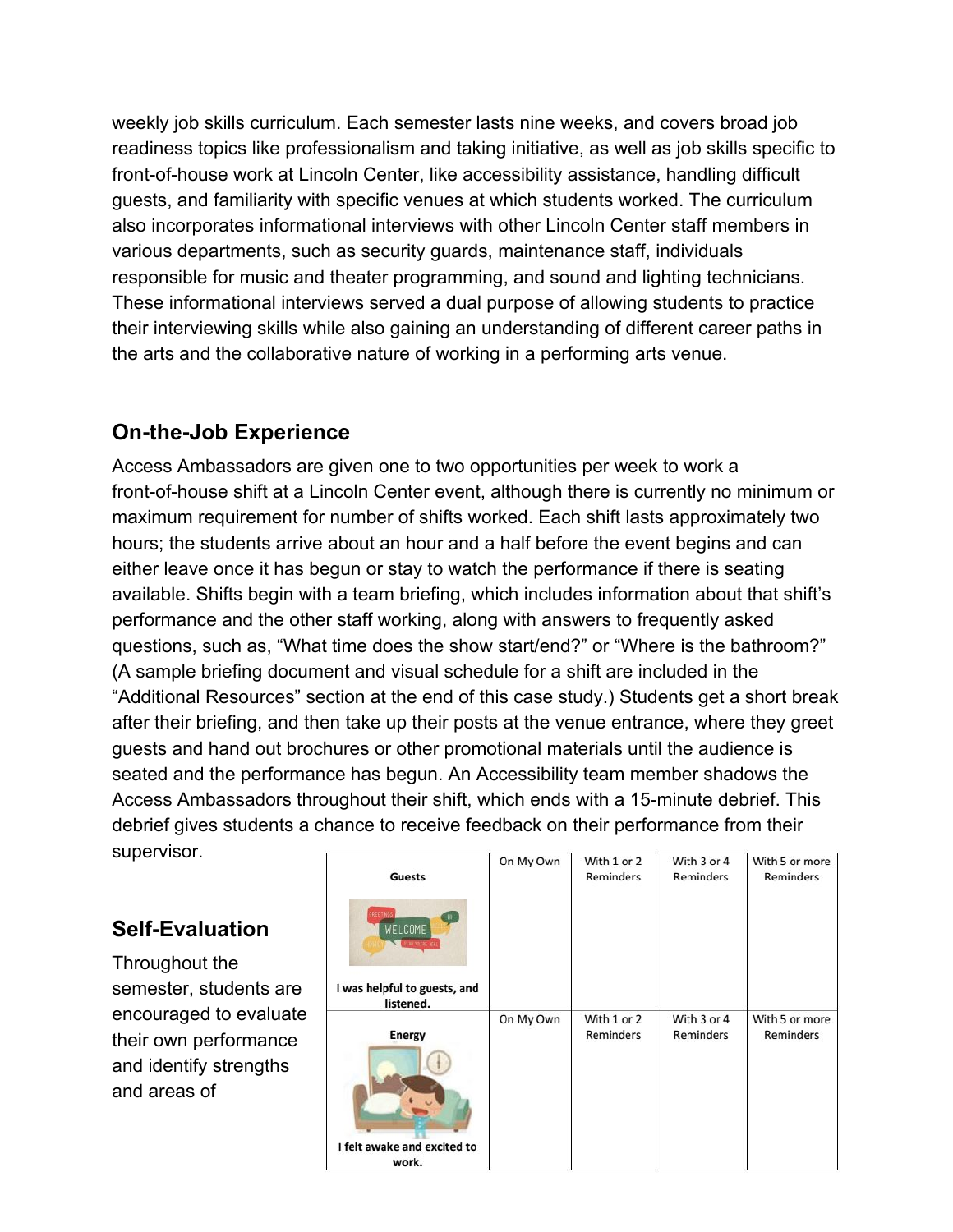weekly job skills curriculum. Each semester lasts nine weeks, and covers broad job readiness topics like professionalism and taking initiative, as well as job skills specific to front-of-house work at Lincoln Center, like accessibility assistance, handling difficult guests, and familiarity with specific venues at which students worked. The curriculum also incorporates informational interviews with other Lincoln Center staff members in various departments, such as security guards, maintenance staff, individuals responsible for music and theater programming, and sound and lighting technicians. These informational interviews served a dual purpose of allowing students to practice their interviewing skills while also gaining an understanding of different career paths in the arts and the collaborative nature of working in a performing arts venue.

## On-the-Job Experience

Access Ambassadors are given one to two opportunities per week to work a front-of-house shift at a Lincoln Center event, although there is currently no minimum or maximum requirement for number of shifts worked. Each shift lasts approximately two hours; the students arrive about an hour and a half before the event begins and can either leave once it has begun or stay to watch the performance if there is seating available. Shifts begin with a team briefing, which includes information about that shift's performance and the other staff working, along with answers to frequently asked questions, such as, "What time does the show start/end?" or "Where is the bathroom?" (A sample briefing document and visual schedule for a shift are included in the "Additional Resources" section at the end of this case study.) Students get a short break after their briefing, and then take up their posts at the venue entrance, where they greet guests and hand out brochures or other promotional materials until the audience is seated and the performance has begun. An Accessibility team member shadows the Access Ambassadors throughout their shift, which ends with a 15-minute debrief. This debrief gives students a chance to receive feedback on their performance from their supervisor.

## Self-Evaluation

Throughout the semester, students are encouraged to evaluate their own performance and identify strengths and areas of

| | On My Own | With 1 or 2 Reminders | With 3 or 4 Reminders | With 5 or more Reminders |
|---|---|---|---|---|
| **Guests** **I was helpful to guests, and listened.** | | | | |
| **Energy** **I felt awake and excited to work.** | | | | |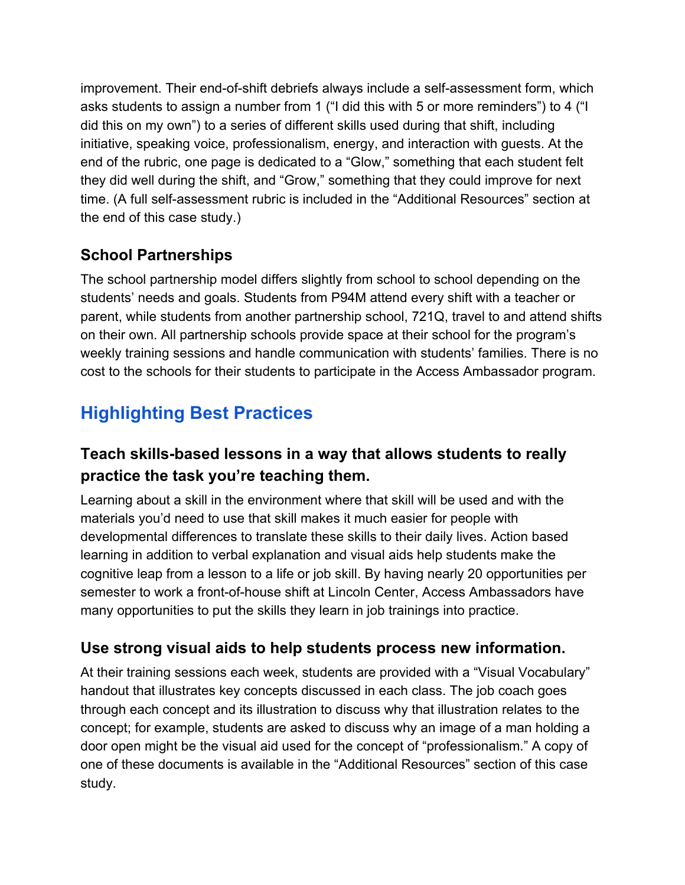improvement. Their end-of-shift debriefs always include a self-assessment form, which asks students to assign a number from 1 ("I did this with 5 or more reminders") to 4 ("I did this on my own") to a series of different skills used during that shift, including initiative, speaking voice, professionalism, energy, and interaction with guests. At the end of the rubric, one page is dedicated to a "Glow," something that each student felt they did well during the shift, and "Grow," something that they could improve for next time. (A full self-assessment rubric is included in the "Additional Resources" section at the end of this case study.)

### School Partnerships

The school partnership model differs slightly from school to school depending on the students' needs and goals. Students from P94M attend every shift with a teacher or parent, while students from another partnership school, 721Q, travel to and attend shifts on their own. All partnership schools provide space at their school for the program's weekly training sessions and handle communication with students' families. There is no cost to the schools for their students to participate in the Access Ambassador program.

## Highlighting Best Practices

### Teach skills-based lessons in a way that allows students to really practice the task you're teaching them.

Learning about a skill in the environment where that skill will be used and with the materials you'd need to use that skill makes it much easier for people with developmental differences to translate these skills to their daily lives. Action based learning in addition to verbal explanation and visual aids help students make the cognitive leap from a lesson to a life or job skill. By having nearly 20 opportunities per semester to work a front-of-house shift at Lincoln Center, Access Ambassadors have many opportunities to put the skills they learn in job trainings into practice.

### Use strong visual aids to help students process new information.

At their training sessions each week, students are provided with a "Visual Vocabulary" handout that illustrates key concepts discussed in each class. The job coach goes through each concept and its illustration to discuss why that illustration relates to the concept; for example, students are asked to discuss why an image of a man holding a door open might be the visual aid used for the concept of "professionalism." A copy of one of these documents is available in the "Additional Resources" section of this case study.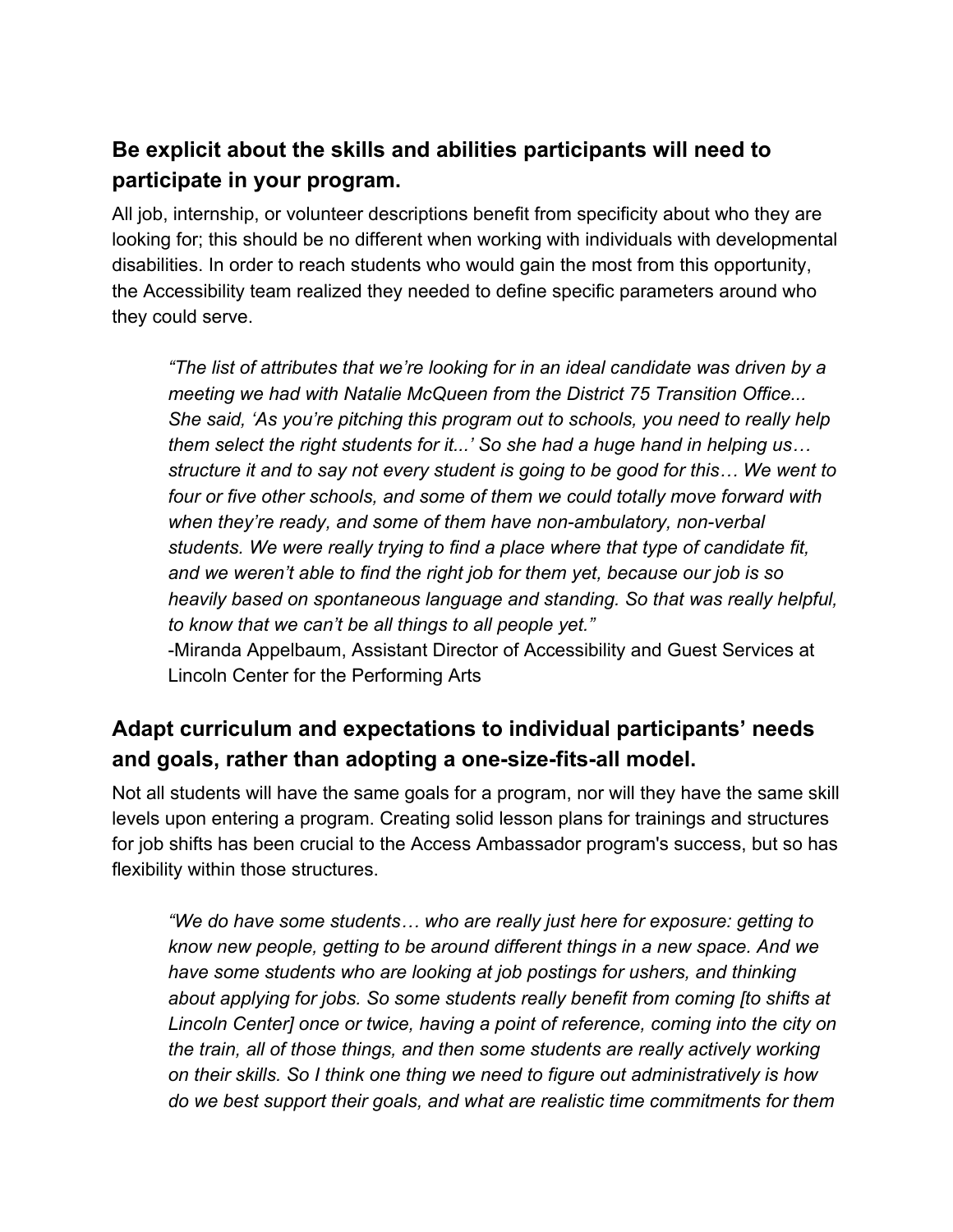## Be explicit about the skills and abilities participants will need to participate in your program.

All job, internship, or volunteer descriptions benefit from specificity about who they are looking for; this should be no different when working with individuals with developmental disabilities. In order to reach students who would gain the most from this opportunity, the Accessibility team realized they needed to define specific parameters around who they could serve.

> *"The list of attributes that we're looking for in an ideal candidate was driven by a meeting we had with Natalie McQueen from the District 75 Transition Office... She said, 'As you're pitching this program out to schools, you need to really help them select the right students for it...' So she had a huge hand in helping us… structure it and to say not every student is going to be good for this… We went to four or five other schools, and some of them we could totally move forward with when they're ready, and some of them have non-ambulatory, non-verbal students. We were really trying to find a place where that type of candidate fit, and we weren't able to find the right job for them yet, because our job is so heavily based on spontaneous language and standing. So that was really helpful, to know that we can't be all things to all people yet."*
>
> -Miranda Appelbaum, Assistant Director of Accessibility and Guest Services at Lincoln Center for the Performing Arts

## Adapt curriculum and expectations to individual participants' needs and goals, rather than adopting a one-size-fits-all model.

Not all students will have the same goals for a program, nor will they have the same skill levels upon entering a program. Creating solid lesson plans for trainings and structures for job shifts has been crucial to the Access Ambassador program's success, but so has flexibility within those structures.

> *"We do have some students… who are really just here for exposure: getting to know new people, getting to be around different things in a new space. And we have some students who are looking at job postings for ushers, and thinking about applying for jobs. So some students really benefit from coming [to shifts at Lincoln Center] once or twice, having a point of reference, coming into the city on the train, all of those things, and then some students are really actively working on their skills. So I think one thing we need to figure out administratively is how do we best support their goals, and what are realistic time commitments for them*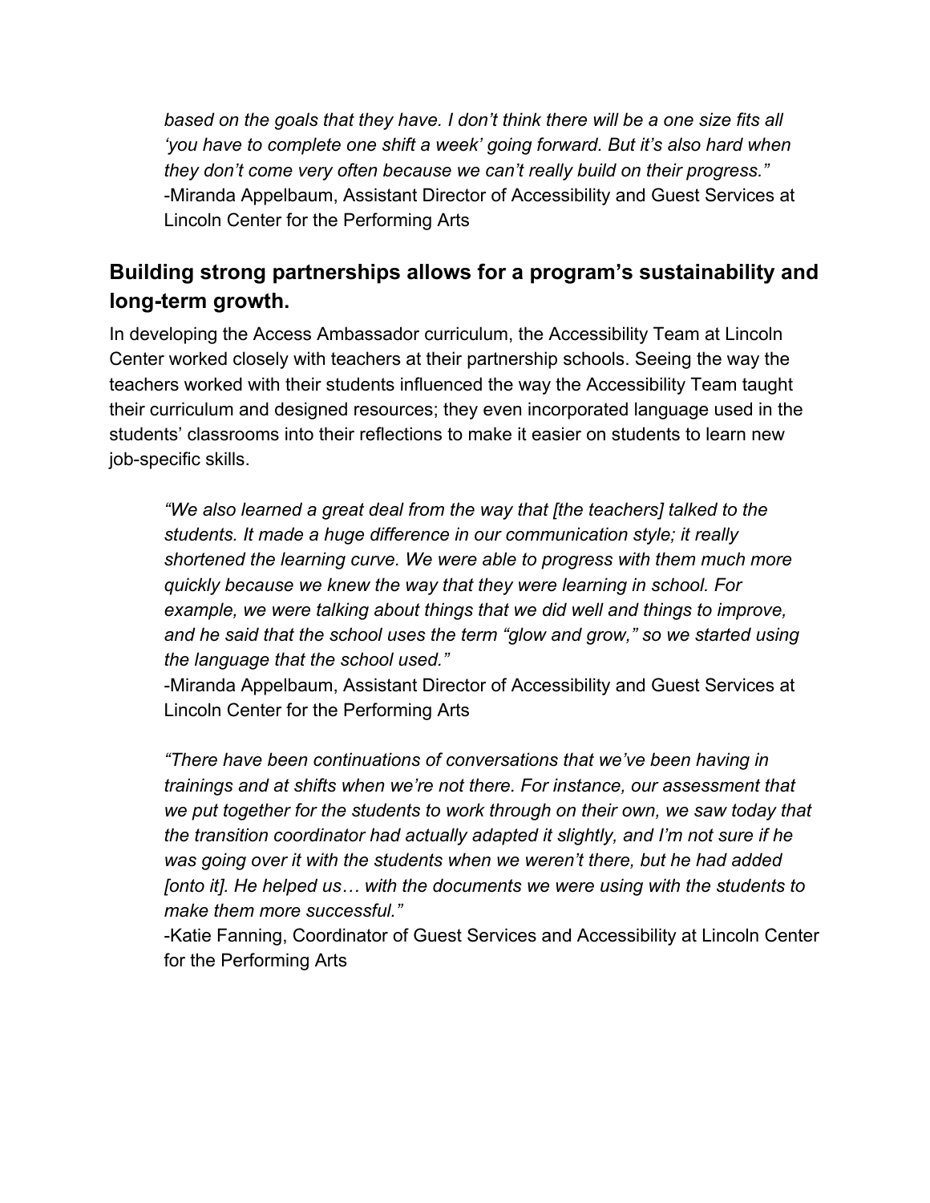*based on the goals that they have. I don't think there will be a one size fits all 'you have to complete one shift a week' going forward. But it's also hard when they don't come very often because we can't really build on their progress."*
-Miranda Appelbaum, Assistant Director of Accessibility and Guest Services at Lincoln Center for the Performing Arts

## Building strong partnerships allows for a program's sustainability and long-term growth.

In developing the Access Ambassador curriculum, the Accessibility Team at Lincoln Center worked closely with teachers at their partnership schools. Seeing the way the teachers worked with their students influenced the way the Accessibility Team taught their curriculum and designed resources; they even incorporated language used in the students' classrooms into their reflections to make it easier on students to learn new job-specific skills.

> *"We also learned a great deal from the way that [the teachers] talked to the students. It made a huge difference in our communication style; it really shortened the learning curve. We were able to progress with them much more quickly because we knew the way that they were learning in school. For example, we were talking about things that we did well and things to improve, and he said that the school uses the term "glow and grow," so we started using the language that the school used."*
> -Miranda Appelbaum, Assistant Director of Accessibility and Guest Services at Lincoln Center for the Performing Arts

> *"There have been continuations of conversations that we've been having in trainings and at shifts when we're not there. For instance, our assessment that we put together for the students to work through on their own, we saw today that the transition coordinator had actually adapted it slightly, and I'm not sure if he was going over it with the students when we weren't there, but he had added [onto it]. He helped us… with the documents we were using with the students to make them more successful."*
> -Katie Fanning, Coordinator of Guest Services and Accessibility at Lincoln Center for the Performing Arts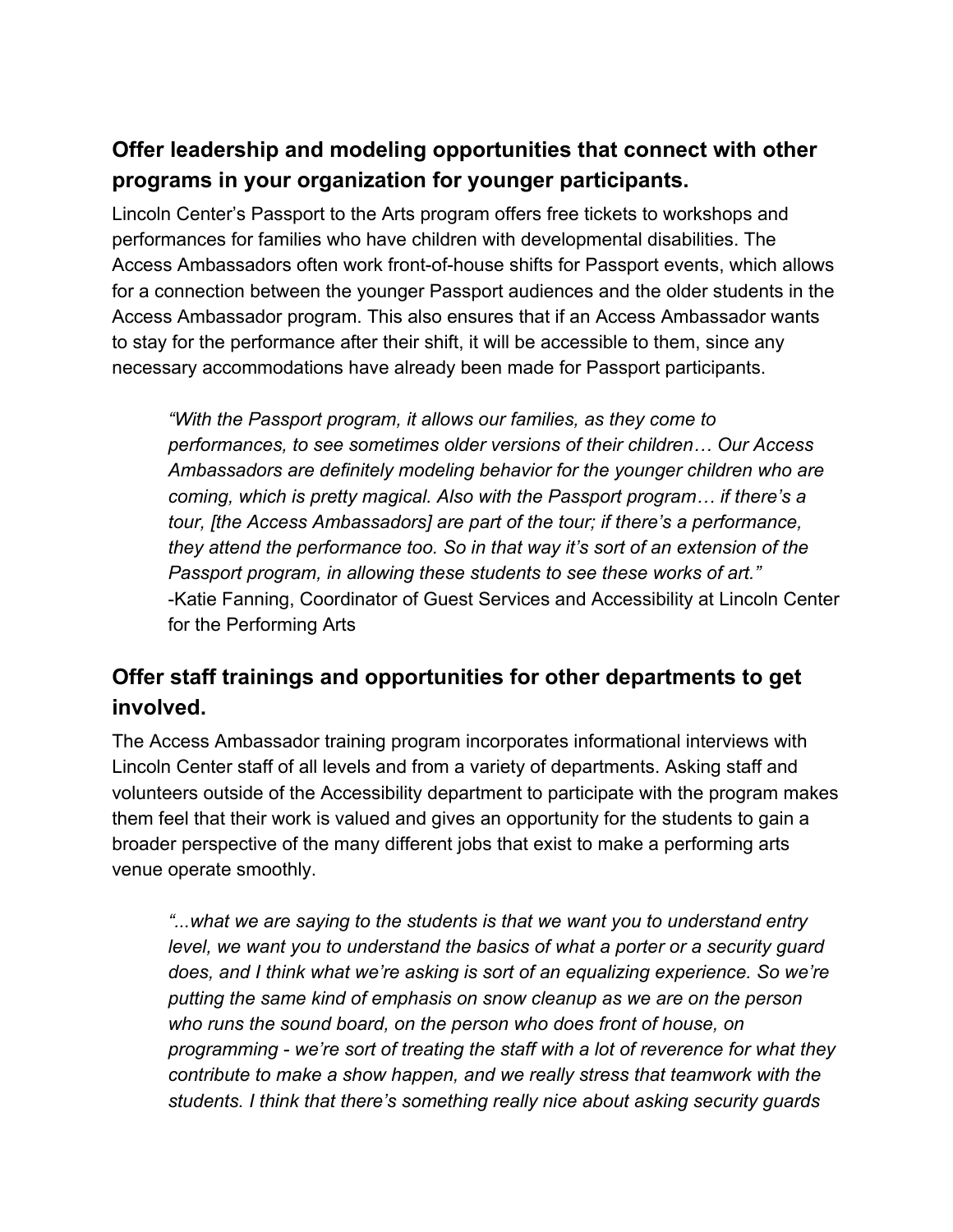## Offer leadership and modeling opportunities that connect with other programs in your organization for younger participants.

Lincoln Center's Passport to the Arts program offers free tickets to workshops and performances for families who have children with developmental disabilities. The Access Ambassadors often work front-of-house shifts for Passport events, which allows for a connection between the younger Passport audiences and the older students in the Access Ambassador program. This also ensures that if an Access Ambassador wants to stay for the performance after their shift, it will be accessible to them, since any necessary accommodations have already been made for Passport participants.

> *"With the Passport program, it allows our families, as they come to performances, to see sometimes older versions of their children… Our Access Ambassadors are definitely modeling behavior for the younger children who are coming, which is pretty magical. Also with the Passport program… if there's a tour, [the Access Ambassadors] are part of the tour; if there's a performance, they attend the performance too. So in that way it's sort of an extension of the Passport program, in allowing these students to see these works of art."*
> -Katie Fanning, Coordinator of Guest Services and Accessibility at Lincoln Center for the Performing Arts

## Offer staff trainings and opportunities for other departments to get involved.

The Access Ambassador training program incorporates informational interviews with Lincoln Center staff of all levels and from a variety of departments. Asking staff and volunteers outside of the Accessibility department to participate with the program makes them feel that their work is valued and gives an opportunity for the students to gain a broader perspective of the many different jobs that exist to make a performing arts venue operate smoothly.

> *"...what we are saying to the students is that we want you to understand entry level, we want you to understand the basics of what a porter or a security guard does, and I think what we're asking is sort of an equalizing experience. So we're putting the same kind of emphasis on snow cleanup as we are on the person who runs the sound board, on the person who does front of house, on programming - we're sort of treating the staff with a lot of reverence for what they contribute to make a show happen, and we really stress that teamwork with the students. I think that there's something really nice about asking security guards*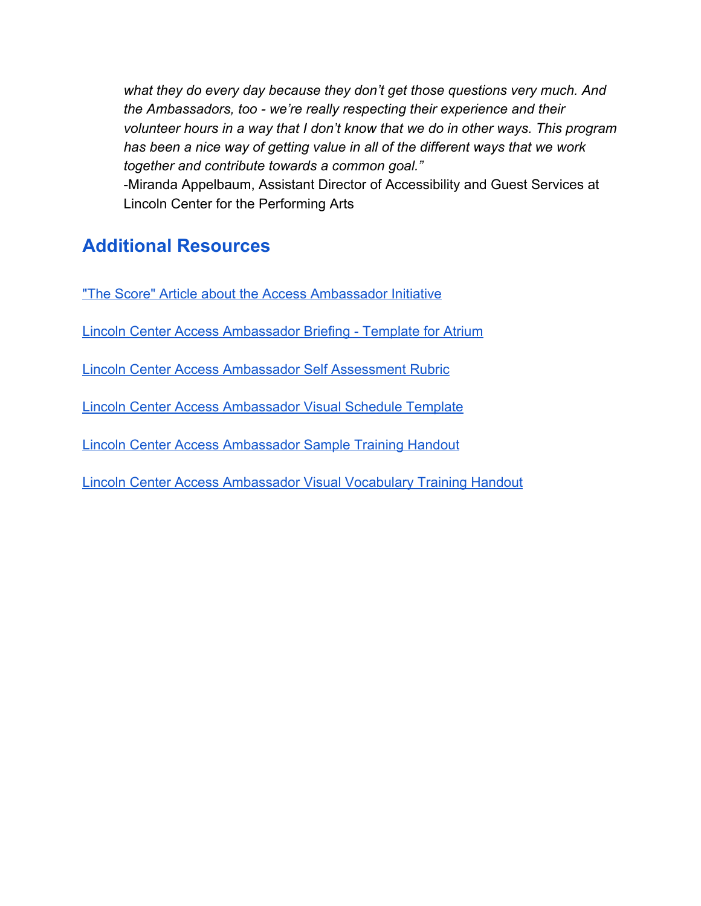*what they do every day because they don't get those questions very much. And the Ambassadors, too - we're really respecting their experience and their volunteer hours in a way that I don't know that we do in other ways. This program has been a nice way of getting value in all of the different ways that we work together and contribute towards a common goal."*
-Miranda Appelbaum, Assistant Director of Accessibility and Guest Services at Lincoln Center for the Performing Arts

## Additional Resources

"The Score" Article about the Access Ambassador Initiative

Lincoln Center Access Ambassador Briefing - Template for Atrium

Lincoln Center Access Ambassador Self Assessment Rubric

Lincoln Center Access Ambassador Visual Schedule Template

Lincoln Center Access Ambassador Sample Training Handout

Lincoln Center Access Ambassador Visual Vocabulary Training Handout